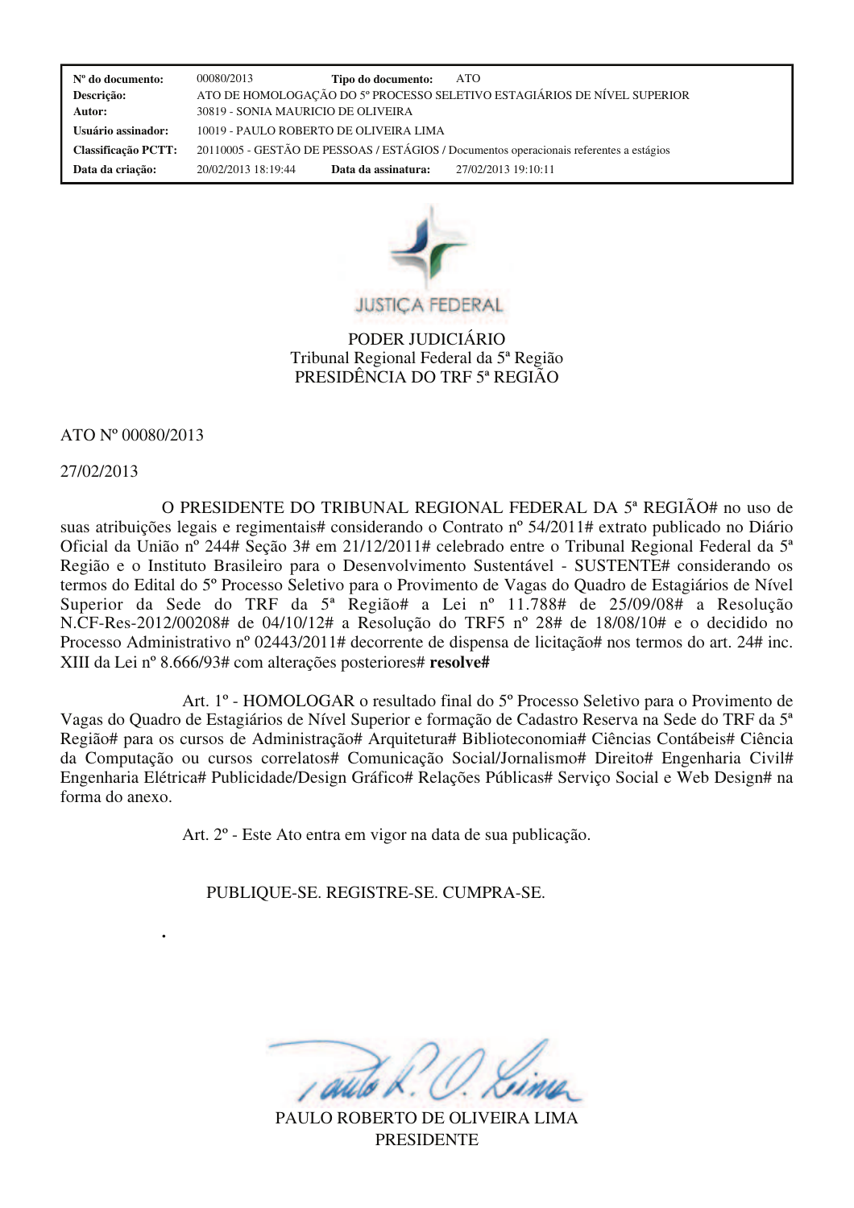| Nº do documento: | 00080/2013 | Tipo do documento: | ATO |
| --- | --- | --- | --- |
| Descrição: | ATO DE HOMOLOGAÇÃO DO 5º PROCESSO SELETIVO ESTAGIÁRIOS DE NÍVEL SUPERIOR | | |
| Autor: | 30819 - SONIA MAURICIO DE OLIVEIRA | | |
| Usuário assinador: | 10019 - PAULO ROBERTO DE OLIVEIRA LIMA | | |
| Classificação PCTT: | 20110005 - GESTÃO DE PESSOAS / ESTÁGIOS / Documentos operacionais referentes a estágios | | |
| Data da criação: | 20/02/2013 18:19:44 | Data da assinatura: | 27/02/2013 19:10:11 |

JUSTIÇA FEDERAL

PODER JUDICIÁRIO
Tribunal Regional Federal da 5ª Região
PRESIDÊNCIA DO TRF 5ª REGIÃO

ATO Nº 00080/2013

27/02/2013

O PRESIDENTE DO TRIBUNAL REGIONAL FEDERAL DA 5ª REGIÃO# no uso de suas atribuições legais e regimentais# considerando o Contrato nº 54/2011# extrato publicado no Diário Oficial da União nº 244# Seção 3# em 21/12/2011# celebrado entre o Tribunal Regional Federal da 5ª Região e o Instituto Brasileiro para o Desenvolvimento Sustentável - SUSTENTE# considerando os termos do Edital do 5º Processo Seletivo para o Provimento de Vagas do Quadro de Estagiários de Nível Superior da Sede do TRF da 5ª Região# a Lei nº 11.788# de 25/09/08# a Resolução N.CF-Res-2012/00208# de 04/10/12# a Resolução do TRF5 nº 28# de 18/08/10# e o decidido no Processo Administrativo nº 02443/2011# decorrente de dispensa de licitação# nos termos do art. 24# inc. XIII da Lei nº 8.666/93# com alterações posteriores# **resolve#**

Art. 1º - HOMOLOGAR o resultado final do 5º Processo Seletivo para o Provimento de Vagas do Quadro de Estagiários de Nível Superior e formação de Cadastro Reserva na Sede do TRF da 5ª Região# para os cursos de Administração# Arquitetura# Biblioteconomia# Ciências Contábeis# Ciência da Computação ou cursos correlatos# Comunicação Social/Jornalismo# Direito# Engenharia Civil# Engenharia Elétrica# Publicidade/Design Gráfico# Relações Públicas# Serviço Social e Web Design# na forma do anexo.

Art. 2º - Este Ato entra em vigor na data de sua publicação.

PUBLIQUE-SE. REGISTRE-SE. CUMPRA-SE.

.

PAULO ROBERTO DE OLIVEIRA LIMA
PRESIDENTE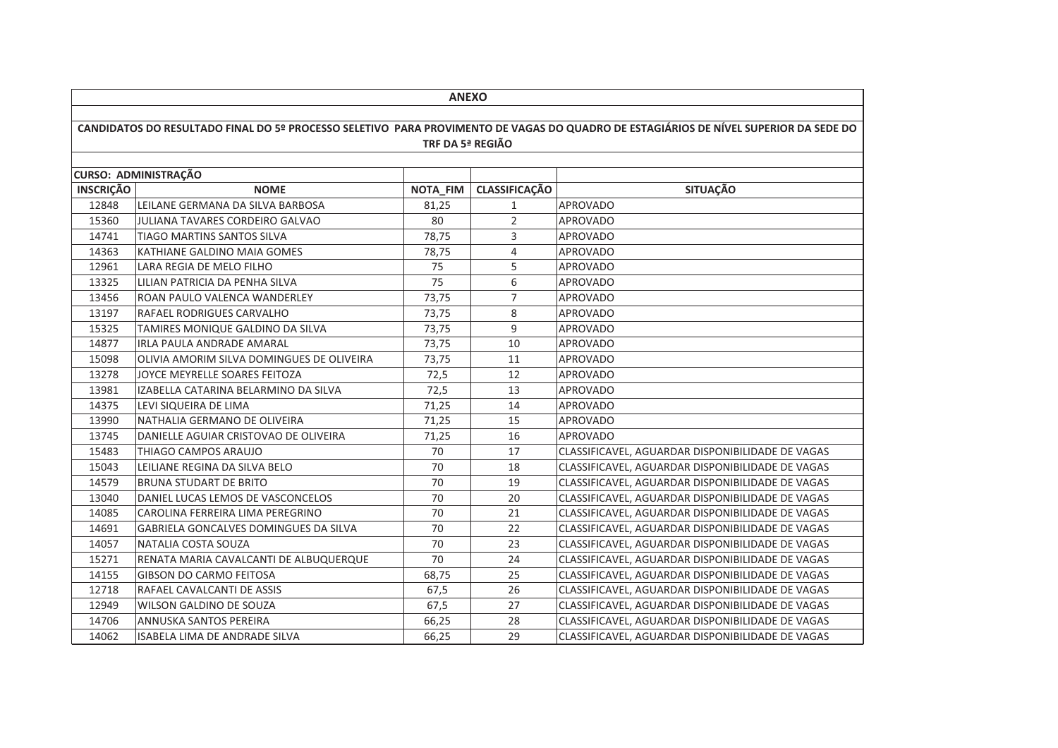**ANEXO**

**CANDIDATOS DO RESULTADO FINAL DO 5º PROCESSO SELETIVO PARA PROVIMENTO DE VAGAS DO QUADRO DE ESTAGIÁRIOS DE NÍVEL SUPERIOR DA SEDE DO TRF DA 5ª REGIÃO**

**CURSO: ADMINISTRAÇÃO**

| INSCRIÇÃO | NOME | NOTA_FIM | CLASSIFICAÇÃO | SITUAÇÃO |
|---|---|---|---|---|
| 12848 | LEILANE GERMANA DA SILVA BARBOSA | 81,25 | 1 | APROVADO |
| 15360 | JULIANA TAVARES CORDEIRO GALVAO | 80 | 2 | APROVADO |
| 14741 | TIAGO MARTINS SANTOS SILVA | 78,75 | 3 | APROVADO |
| 14363 | KATHIANE GALDINO MAIA GOMES | 78,75 | 4 | APROVADO |
| 12961 | LARA REGIA DE MELO FILHO | 75 | 5 | APROVADO |
| 13325 | LILIAN PATRICIA DA PENHA SILVA | 75 | 6 | APROVADO |
| 13456 | ROAN PAULO VALENCA WANDERLEY | 73,75 | 7 | APROVADO |
| 13197 | RAFAEL RODRIGUES CARVALHO | 73,75 | 8 | APROVADO |
| 15325 | TAMIRES MONIQUE GALDINO DA SILVA | 73,75 | 9 | APROVADO |
| 14877 | IRLA PAULA ANDRADE AMARAL | 73,75 | 10 | APROVADO |
| 15098 | OLIVIA AMORIM SILVA DOMINGUES DE OLIVEIRA | 73,75 | 11 | APROVADO |
| 13278 | JOYCE MEYRELLE SOARES FEITOZA | 72,5 | 12 | APROVADO |
| 13981 | IZABELLA CATARINA BELARMINO DA SILVA | 72,5 | 13 | APROVADO |
| 14375 | LEVI SIQUEIRA DE LIMA | 71,25 | 14 | APROVADO |
| 13990 | NATHALIA GERMANO DE OLIVEIRA | 71,25 | 15 | APROVADO |
| 13745 | DANIELLE AGUIAR CRISTOVAO DE OLIVEIRA | 71,25 | 16 | APROVADO |
| 15483 | THIAGO CAMPOS ARAUJO | 70 | 17 | CLASSIFICAVEL, AGUARDAR DISPONIBILIDADE DE VAGAS |
| 15043 | LEILIANE REGINA DA SILVA BELO | 70 | 18 | CLASSIFICAVEL, AGUARDAR DISPONIBILIDADE DE VAGAS |
| 14579 | BRUNA STUDART DE BRITO | 70 | 19 | CLASSIFICAVEL, AGUARDAR DISPONIBILIDADE DE VAGAS |
| 13040 | DANIEL LUCAS LEMOS DE VASCONCELOS | 70 | 20 | CLASSIFICAVEL, AGUARDAR DISPONIBILIDADE DE VAGAS |
| 14085 | CAROLINA FERREIRA LIMA PEREGRINO | 70 | 21 | CLASSIFICAVEL, AGUARDAR DISPONIBILIDADE DE VAGAS |
| 14691 | GABRIELA GONCALVES DOMINGUES DA SILVA | 70 | 22 | CLASSIFICAVEL, AGUARDAR DISPONIBILIDADE DE VAGAS |
| 14057 | NATALIA COSTA SOUZA | 70 | 23 | CLASSIFICAVEL, AGUARDAR DISPONIBILIDADE DE VAGAS |
| 15271 | RENATA MARIA CAVALCANTI DE ALBUQUERQUE | 70 | 24 | CLASSIFICAVEL, AGUARDAR DISPONIBILIDADE DE VAGAS |
| 14155 | GIBSON DO CARMO FEITOSA | 68,75 | 25 | CLASSIFICAVEL, AGUARDAR DISPONIBILIDADE DE VAGAS |
| 12718 | RAFAEL CAVALCANTI DE ASSIS | 67,5 | 26 | CLASSIFICAVEL, AGUARDAR DISPONIBILIDADE DE VAGAS |
| 12949 | WILSON GALDINO DE SOUZA | 67,5 | 27 | CLASSIFICAVEL, AGUARDAR DISPONIBILIDADE DE VAGAS |
| 14706 | ANNUSKA SANTOS PEREIRA | 66,25 | 28 | CLASSIFICAVEL, AGUARDAR DISPONIBILIDADE DE VAGAS |
| 14062 | ISABELA LIMA DE ANDRADE SILVA | 66,25 | 29 | CLASSIFICAVEL, AGUARDAR DISPONIBILIDADE DE VAGAS |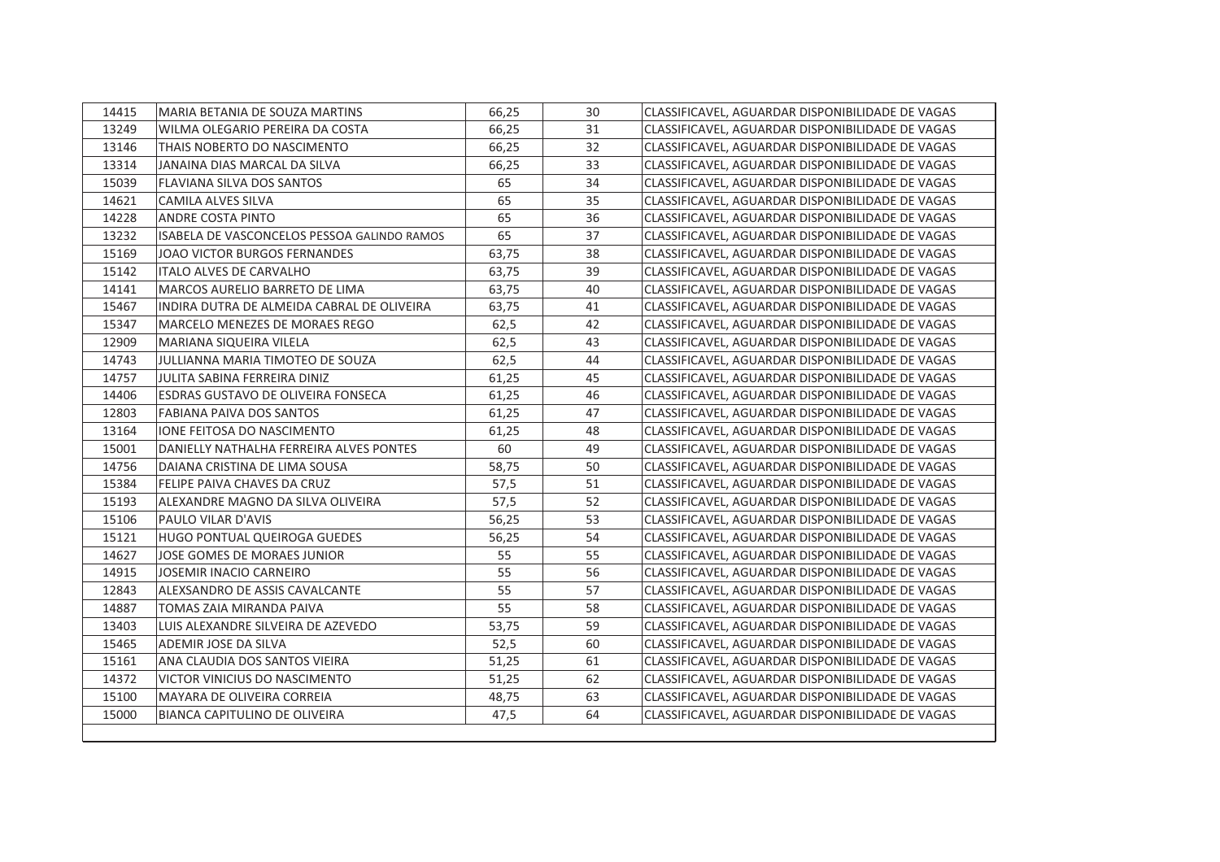| | | | | |
|---|---|---|---|---|
| 14415 | MARIA BETANIA DE SOUZA MARTINS | 66,25 | 30 | CLASSIFICAVEL, AGUARDAR DISPONIBILIDADE DE VAGAS |
| 13249 | WILMA OLEGARIO PEREIRA DA COSTA | 66,25 | 31 | CLASSIFICAVEL, AGUARDAR DISPONIBILIDADE DE VAGAS |
| 13146 | THAIS NOBERTO DO NASCIMENTO | 66,25 | 32 | CLASSIFICAVEL, AGUARDAR DISPONIBILIDADE DE VAGAS |
| 13314 | JANAINA DIAS MARCAL DA SILVA | 66,25 | 33 | CLASSIFICAVEL, AGUARDAR DISPONIBILIDADE DE VAGAS |
| 15039 | FLAVIANA SILVA DOS SANTOS | 65 | 34 | CLASSIFICAVEL, AGUARDAR DISPONIBILIDADE DE VAGAS |
| 14621 | CAMILA ALVES SILVA | 65 | 35 | CLASSIFICAVEL, AGUARDAR DISPONIBILIDADE DE VAGAS |
| 14228 | ANDRE COSTA PINTO | 65 | 36 | CLASSIFICAVEL, AGUARDAR DISPONIBILIDADE DE VAGAS |
| 13232 | ISABELA DE VASCONCELOS PESSOA GALINDO RAMOS | 65 | 37 | CLASSIFICAVEL, AGUARDAR DISPONIBILIDADE DE VAGAS |
| 15169 | JOAO VICTOR BURGOS FERNANDES | 63,75 | 38 | CLASSIFICAVEL, AGUARDAR DISPONIBILIDADE DE VAGAS |
| 15142 | ITALO ALVES DE CARVALHO | 63,75 | 39 | CLASSIFICAVEL, AGUARDAR DISPONIBILIDADE DE VAGAS |
| 14141 | MARCOS AURELIO BARRETO DE LIMA | 63,75 | 40 | CLASSIFICAVEL, AGUARDAR DISPONIBILIDADE DE VAGAS |
| 15467 | INDIRA DUTRA DE ALMEIDA CABRAL DE OLIVEIRA | 63,75 | 41 | CLASSIFICAVEL, AGUARDAR DISPONIBILIDADE DE VAGAS |
| 15347 | MARCELO MENEZES DE MORAES REGO | 62,5 | 42 | CLASSIFICAVEL, AGUARDAR DISPONIBILIDADE DE VAGAS |
| 12909 | MARIANA SIQUEIRA VILELA | 62,5 | 43 | CLASSIFICAVEL, AGUARDAR DISPONIBILIDADE DE VAGAS |
| 14743 | JULLIANNA MARIA TIMOTEO DE SOUZA | 62,5 | 44 | CLASSIFICAVEL, AGUARDAR DISPONIBILIDADE DE VAGAS |
| 14757 | JULITA SABINA FERREIRA DINIZ | 61,25 | 45 | CLASSIFICAVEL, AGUARDAR DISPONIBILIDADE DE VAGAS |
| 14406 | ESDRAS GUSTAVO DE OLIVEIRA FONSECA | 61,25 | 46 | CLASSIFICAVEL, AGUARDAR DISPONIBILIDADE DE VAGAS |
| 12803 | FABIANA PAIVA DOS SANTOS | 61,25 | 47 | CLASSIFICAVEL, AGUARDAR DISPONIBILIDADE DE VAGAS |
| 13164 | IONE FEITOSA DO NASCIMENTO | 61,25 | 48 | CLASSIFICAVEL, AGUARDAR DISPONIBILIDADE DE VAGAS |
| 15001 | DANIELLY NATHALHA FERREIRA ALVES PONTES | 60 | 49 | CLASSIFICAVEL, AGUARDAR DISPONIBILIDADE DE VAGAS |
| 14756 | DAIANA CRISTINA DE LIMA SOUSA | 58,75 | 50 | CLASSIFICAVEL, AGUARDAR DISPONIBILIDADE DE VAGAS |
| 15384 | FELIPE PAIVA CHAVES DA CRUZ | 57,5 | 51 | CLASSIFICAVEL, AGUARDAR DISPONIBILIDADE DE VAGAS |
| 15193 | ALEXANDRE MAGNO DA SILVA OLIVEIRA | 57,5 | 52 | CLASSIFICAVEL, AGUARDAR DISPONIBILIDADE DE VAGAS |
| 15106 | PAULO VILAR D'AVIS | 56,25 | 53 | CLASSIFICAVEL, AGUARDAR DISPONIBILIDADE DE VAGAS |
| 15121 | HUGO PONTUAL QUEIROGA GUEDES | 56,25 | 54 | CLASSIFICAVEL, AGUARDAR DISPONIBILIDADE DE VAGAS |
| 14627 | JOSE GOMES DE MORAES JUNIOR | 55 | 55 | CLASSIFICAVEL, AGUARDAR DISPONIBILIDADE DE VAGAS |
| 14915 | JOSEMIR INACIO CARNEIRO | 55 | 56 | CLASSIFICAVEL, AGUARDAR DISPONIBILIDADE DE VAGAS |
| 12843 | ALEXSANDRO DE ASSIS CAVALCANTE | 55 | 57 | CLASSIFICAVEL, AGUARDAR DISPONIBILIDADE DE VAGAS |
| 14887 | TOMAS ZAIA MIRANDA PAIVA | 55 | 58 | CLASSIFICAVEL, AGUARDAR DISPONIBILIDADE DE VAGAS |
| 13403 | LUIS ALEXANDRE SILVEIRA DE AZEVEDO | 53,75 | 59 | CLASSIFICAVEL, AGUARDAR DISPONIBILIDADE DE VAGAS |
| 15465 | ADEMIR JOSE DA SILVA | 52,5 | 60 | CLASSIFICAVEL, AGUARDAR DISPONIBILIDADE DE VAGAS |
| 15161 | ANA CLAUDIA DOS SANTOS VIEIRA | 51,25 | 61 | CLASSIFICAVEL, AGUARDAR DISPONIBILIDADE DE VAGAS |
| 14372 | VICTOR VINICIUS DO NASCIMENTO | 51,25 | 62 | CLASSIFICAVEL, AGUARDAR DISPONIBILIDADE DE VAGAS |
| 15100 | MAYARA DE OLIVEIRA CORREIA | 48,75 | 63 | CLASSIFICAVEL, AGUARDAR DISPONIBILIDADE DE VAGAS |
| 15000 | BIANCA CAPITULINO DE OLIVEIRA | 47,5 | 64 | CLASSIFICAVEL, AGUARDAR DISPONIBILIDADE DE VAGAS |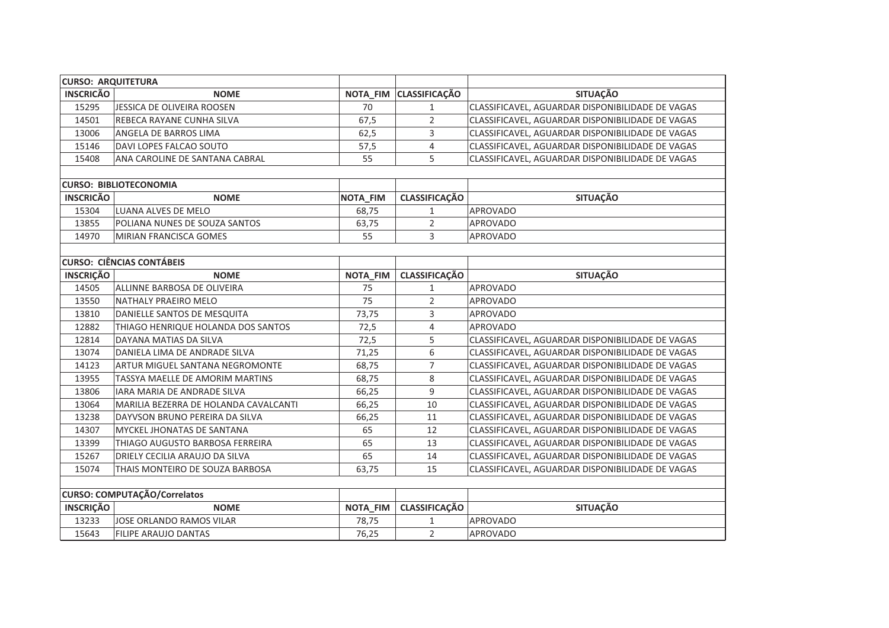| CURSO: ARQUITETURA | | | | |
|---|---|---|---|---|
| INSCRICÃO | NOME | NOTA_FIM | CLASSIFICAÇÃO | SITUAÇÃO |
| 15295 | JESSICA DE OLIVEIRA ROOSEN | 70 | 1 | CLASSIFICAVEL, AGUARDAR DISPONIBILIDADE DE VAGAS |
| 14501 | REBECA RAYANE CUNHA SILVA | 67,5 | 2 | CLASSIFICAVEL, AGUARDAR DISPONIBILIDADE DE VAGAS |
| 13006 | ANGELA DE BARROS LIMA | 62,5 | 3 | CLASSIFICAVEL, AGUARDAR DISPONIBILIDADE DE VAGAS |
| 15146 | DAVI LOPES FALCAO SOUTO | 57,5 | 4 | CLASSIFICAVEL, AGUARDAR DISPONIBILIDADE DE VAGAS |
| 15408 | ANA CAROLINE DE SANTANA CABRAL | 55 | 5 | CLASSIFICAVEL, AGUARDAR DISPONIBILIDADE DE VAGAS |

| CURSO: BIBLIOTECONOMIA | | | | |
|---|---|---|---|---|
| INSCRICÃO | NOME | NOTA_FIM | CLASSIFICAÇÃO | SITUAÇÃO |
| 15304 | LUANA ALVES DE MELO | 68,75 | 1 | APROVADO |
| 13855 | POLIANA NUNES DE SOUZA SANTOS | 63,75 | 2 | APROVADO |
| 14970 | MIRIAN FRANCISCA GOMES | 55 | 3 | APROVADO |

| CURSO: CIÊNCIAS CONTÁBEIS | | | | |
|---|---|---|---|---|
| INSCRIÇÃO | NOME | NOTA_FIM | CLASSIFICAÇÃO | SITUAÇÃO |
| 14505 | ALLINNE BARBOSA DE OLIVEIRA | 75 | 1 | APROVADO |
| 13550 | NATHALY PRAEIRO MELO | 75 | 2 | APROVADO |
| 13810 | DANIELLE SANTOS DE MESQUITA | 73,75 | 3 | APROVADO |
| 12882 | THIAGO HENRIQUE HOLANDA DOS SANTOS | 72,5 | 4 | APROVADO |
| 12814 | DAYANA MATIAS DA SILVA | 72,5 | 5 | CLASSIFICAVEL, AGUARDAR DISPONIBILIDADE DE VAGAS |
| 13074 | DANIELA LIMA DE ANDRADE SILVA | 71,25 | 6 | CLASSIFICAVEL, AGUARDAR DISPONIBILIDADE DE VAGAS |
| 14123 | ARTUR MIGUEL SANTANA NEGROMONTE | 68,75 | 7 | CLASSIFICAVEL, AGUARDAR DISPONIBILIDADE DE VAGAS |
| 13955 | TASSYA MAELLE DE AMORIM MARTINS | 68,75 | 8 | CLASSIFICAVEL, AGUARDAR DISPONIBILIDADE DE VAGAS |
| 13806 | IARA MARIA DE ANDRADE SILVA | 66,25 | 9 | CLASSIFICAVEL, AGUARDAR DISPONIBILIDADE DE VAGAS |
| 13064 | MARILIA BEZERRA DE HOLANDA CAVALCANTI | 66,25 | 10 | CLASSIFICAVEL, AGUARDAR DISPONIBILIDADE DE VAGAS |
| 13238 | DAYVSON BRUNO PEREIRA DA SILVA | 66,25 | 11 | CLASSIFICAVEL, AGUARDAR DISPONIBILIDADE DE VAGAS |
| 14307 | MYCKEL JHONATAS DE SANTANA | 65 | 12 | CLASSIFICAVEL, AGUARDAR DISPONIBILIDADE DE VAGAS |
| 13399 | THIAGO AUGUSTO BARBOSA FERREIRA | 65 | 13 | CLASSIFICAVEL, AGUARDAR DISPONIBILIDADE DE VAGAS |
| 15267 | DRIELY CECILIA ARAUJO DA SILVA | 65 | 14 | CLASSIFICAVEL, AGUARDAR DISPONIBILIDADE DE VAGAS |
| 15074 | THAIS MONTEIRO DE SOUZA BARBOSA | 63,75 | 15 | CLASSIFICAVEL, AGUARDAR DISPONIBILIDADE DE VAGAS |

| CURSO: COMPUTAÇÃO/Correlatos | | | | |
|---|---|---|---|---|
| INSCRIÇÃO | NOME | NOTA_FIM | CLASSIFICAÇÃO | SITUAÇÃO |
| 13233 | JOSE ORLANDO RAMOS VILAR | 78,75 | 1 | APROVADO |
| 15643 | FILIPE ARAUJO DANTAS | 76,25 | 2 | APROVADO |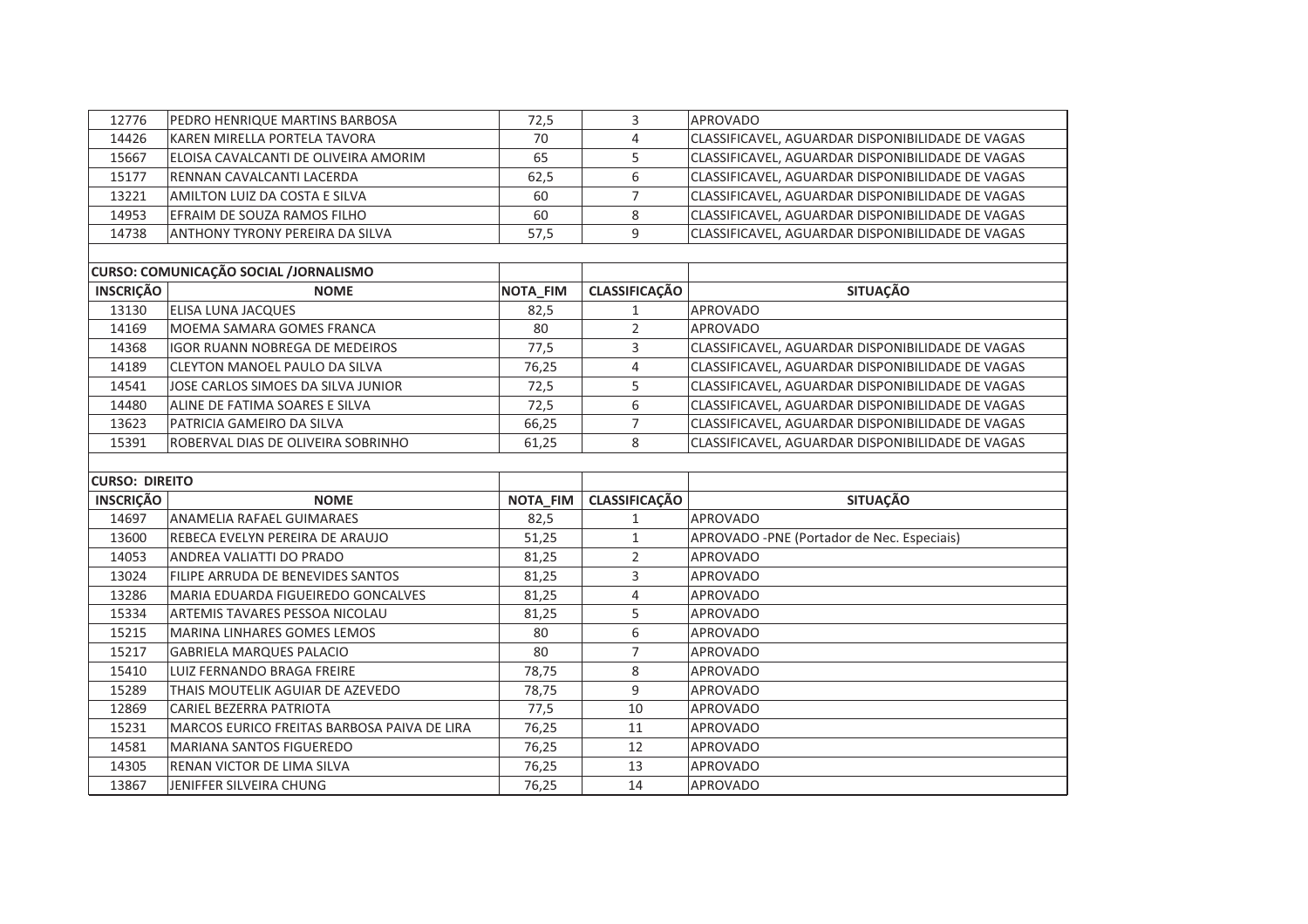| | | | | |
|---|---|---|---|---|
| 12776 | PEDRO HENRIQUE MARTINS BARBOSA | 72,5 | 3 | APROVADO |
| 14426 | KAREN MIRELLA PORTELA TAVORA | 70 | 4 | CLASSIFICAVEL, AGUARDAR DISPONIBILIDADE DE VAGAS |
| 15667 | ELOISA CAVALCANTI DE OLIVEIRA AMORIM | 65 | 5 | CLASSIFICAVEL, AGUARDAR DISPONIBILIDADE DE VAGAS |
| 15177 | RENNAN CAVALCANTI LACERDA | 62,5 | 6 | CLASSIFICAVEL, AGUARDAR DISPONIBILIDADE DE VAGAS |
| 13221 | AMILTON LUIZ DA COSTA E SILVA | 60 | 7 | CLASSIFICAVEL, AGUARDAR DISPONIBILIDADE DE VAGAS |
| 14953 | EFRAIM DE SOUZA RAMOS FILHO | 60 | 8 | CLASSIFICAVEL, AGUARDAR DISPONIBILIDADE DE VAGAS |
| 14738 | ANTHONY TYRONY PEREIRA DA SILVA | 57,5 | 9 | CLASSIFICAVEL, AGUARDAR DISPONIBILIDADE DE VAGAS |

**CURSO: COMUNICAÇÃO SOCIAL /JORNALISMO**

| INSCRIÇÃO | NOME | NOTA_FIM | CLASSIFICAÇÃO | SITUAÇÃO |
|---|---|---|---|---|
| 13130 | ELISA LUNA JACQUES | 82,5 | 1 | APROVADO |
| 14169 | MOEMA SAMARA GOMES FRANCA | 80 | 2 | APROVADO |
| 14368 | IGOR RUANN NOBREGA DE MEDEIROS | 77,5 | 3 | CLASSIFICAVEL, AGUARDAR DISPONIBILIDADE DE VAGAS |
| 14189 | CLEYTON MANOEL PAULO DA SILVA | 76,25 | 4 | CLASSIFICAVEL, AGUARDAR DISPONIBILIDADE DE VAGAS |
| 14541 | JOSE CARLOS SIMOES DA SILVA JUNIOR | 72,5 | 5 | CLASSIFICAVEL, AGUARDAR DISPONIBILIDADE DE VAGAS |
| 14480 | ALINE DE FATIMA SOARES E SILVA | 72,5 | 6 | CLASSIFICAVEL, AGUARDAR DISPONIBILIDADE DE VAGAS |
| 13623 | PATRICIA GAMEIRO DA SILVA | 66,25 | 7 | CLASSIFICAVEL, AGUARDAR DISPONIBILIDADE DE VAGAS |
| 15391 | ROBERVAL DIAS DE OLIVEIRA SOBRINHO | 61,25 | 8 | CLASSIFICAVEL, AGUARDAR DISPONIBILIDADE DE VAGAS |

**CURSO: DIREITO**

| INSCRIÇÃO | NOME | NOTA_FIM | CLASSIFICAÇÃO | SITUAÇÃO |
|---|---|---|---|---|
| 14697 | ANAMELIA RAFAEL GUIMARAES | 82,5 | 1 | APROVADO |
| 13600 | REBECA EVELYN PEREIRA DE ARAUJO | 51,25 | 1 | APROVADO -PNE (Portador de Nec. Especiais) |
| 14053 | ANDREA VALIATTI DO PRADO | 81,25 | 2 | APROVADO |
| 13024 | FILIPE ARRUDA DE BENEVIDES SANTOS | 81,25 | 3 | APROVADO |
| 13286 | MARIA EDUARDA FIGUEIREDO GONCALVES | 81,25 | 4 | APROVADO |
| 15334 | ARTEMIS TAVARES PESSOA NICOLAU | 81,25 | 5 | APROVADO |
| 15215 | MARINA LINHARES GOMES LEMOS | 80 | 6 | APROVADO |
| 15217 | GABRIELA MARQUES PALACIO | 80 | 7 | APROVADO |
| 15410 | LUIZ FERNANDO BRAGA FREIRE | 78,75 | 8 | APROVADO |
| 15289 | THAIS MOUTELIK AGUIAR DE AZEVEDO | 78,75 | 9 | APROVADO |
| 12869 | CARIEL BEZERRA PATRIOTA | 77,5 | 10 | APROVADO |
| 15231 | MARCOS EURICO FREITAS BARBOSA PAIVA DE LIRA | 76,25 | 11 | APROVADO |
| 14581 | MARIANA SANTOS FIGUEREDO | 76,25 | 12 | APROVADO |
| 14305 | RENAN VICTOR DE LIMA SILVA | 76,25 | 13 | APROVADO |
| 13867 | JENIFFER SILVEIRA CHUNG | 76,25 | 14 | APROVADO |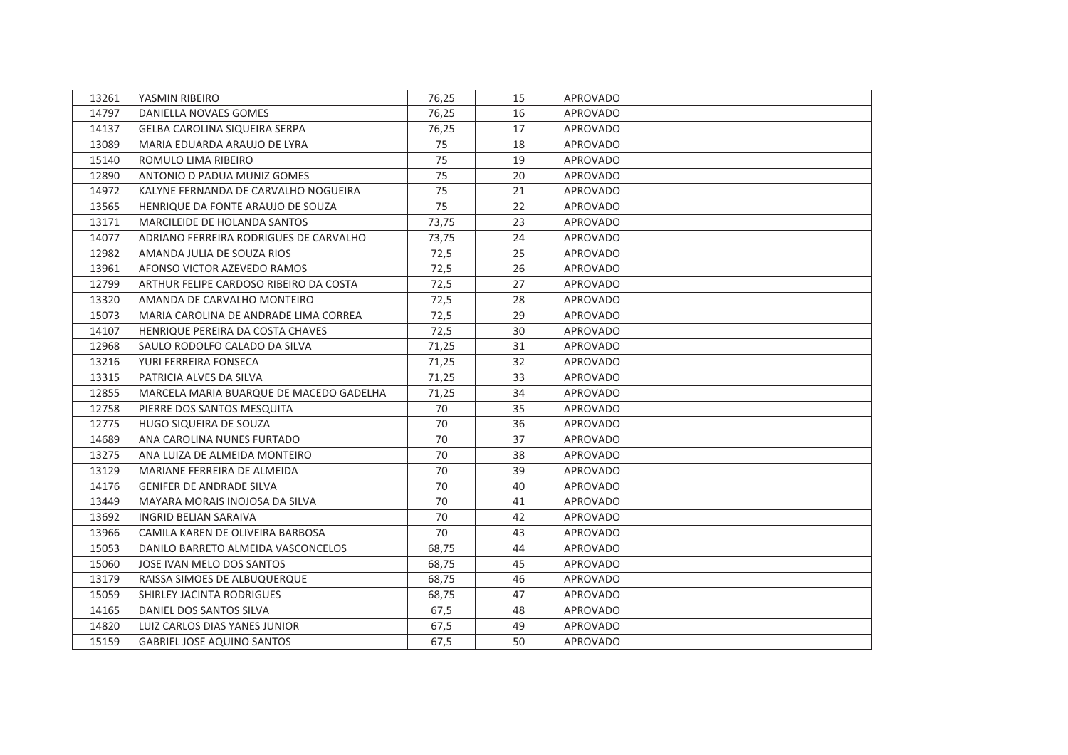| | | | | |
|---|---|---|---|---|
| 13261 | YASMIN RIBEIRO | 76,25 | 15 | APROVADO |
| 14797 | DANIELLA NOVAES GOMES | 76,25 | 16 | APROVADO |
| 14137 | GELBA CAROLINA SIQUEIRA SERPA | 76,25 | 17 | APROVADO |
| 13089 | MARIA EDUARDA ARAUJO DE LYRA | 75 | 18 | APROVADO |
| 15140 | ROMULO LIMA RIBEIRO | 75 | 19 | APROVADO |
| 12890 | ANTONIO D PADUA MUNIZ GOMES | 75 | 20 | APROVADO |
| 14972 | KALYNE FERNANDA DE CARVALHO NOGUEIRA | 75 | 21 | APROVADO |
| 13565 | HENRIQUE DA FONTE ARAUJO DE SOUZA | 75 | 22 | APROVADO |
| 13171 | MARCILEIDE DE HOLANDA SANTOS | 73,75 | 23 | APROVADO |
| 14077 | ADRIANO FERREIRA RODRIGUES DE CARVALHO | 73,75 | 24 | APROVADO |
| 12982 | AMANDA JULIA DE SOUZA RIOS | 72,5 | 25 | APROVADO |
| 13961 | AFONSO VICTOR AZEVEDO RAMOS | 72,5 | 26 | APROVADO |
| 12799 | ARTHUR FELIPE CARDOSO RIBEIRO DA COSTA | 72,5 | 27 | APROVADO |
| 13320 | AMANDA DE CARVALHO MONTEIRO | 72,5 | 28 | APROVADO |
| 15073 | MARIA CAROLINA DE ANDRADE LIMA CORREA | 72,5 | 29 | APROVADO |
| 14107 | HENRIQUE PEREIRA DA COSTA CHAVES | 72,5 | 30 | APROVADO |
| 12968 | SAULO RODOLFO CALADO DA SILVA | 71,25 | 31 | APROVADO |
| 13216 | YURI FERREIRA FONSECA | 71,25 | 32 | APROVADO |
| 13315 | PATRICIA ALVES DA SILVA | 71,25 | 33 | APROVADO |
| 12855 | MARCELA MARIA BUARQUE DE MACEDO GADELHA | 71,25 | 34 | APROVADO |
| 12758 | PIERRE DOS SANTOS MESQUITA | 70 | 35 | APROVADO |
| 12775 | HUGO SIQUEIRA DE SOUZA | 70 | 36 | APROVADO |
| 14689 | ANA CAROLINA NUNES FURTADO | 70 | 37 | APROVADO |
| 13275 | ANA LUIZA DE ALMEIDA MONTEIRO | 70 | 38 | APROVADO |
| 13129 | MARIANE FERREIRA DE ALMEIDA | 70 | 39 | APROVADO |
| 14176 | GENIFER DE ANDRADE SILVA | 70 | 40 | APROVADO |
| 13449 | MAYARA MORAIS INOJOSA DA SILVA | 70 | 41 | APROVADO |
| 13692 | INGRID BELIAN SARAIVA | 70 | 42 | APROVADO |
| 13966 | CAMILA KAREN DE OLIVEIRA BARBOSA | 70 | 43 | APROVADO |
| 15053 | DANILO BARRETO ALMEIDA VASCONCELOS | 68,75 | 44 | APROVADO |
| 15060 | JOSE IVAN MELO DOS SANTOS | 68,75 | 45 | APROVADO |
| 13179 | RAISSA SIMOES DE ALBUQUERQUE | 68,75 | 46 | APROVADO |
| 15059 | SHIRLEY JACINTA RODRIGUES | 68,75 | 47 | APROVADO |
| 14165 | DANIEL DOS SANTOS SILVA | 67,5 | 48 | APROVADO |
| 14820 | LUIZ CARLOS DIAS YANES JUNIOR | 67,5 | 49 | APROVADO |
| 15159 | GABRIEL JOSE AQUINO SANTOS | 67,5 | 50 | APROVADO |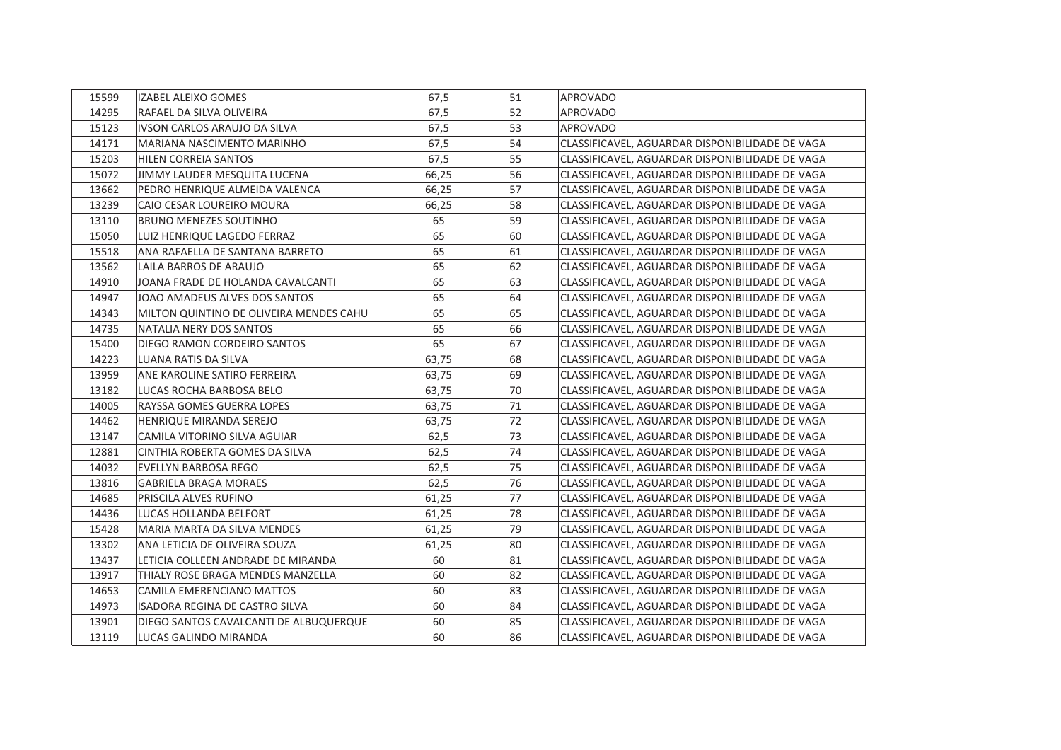| | | | | |
|---|---|---|---|---|
| 15599 | IZABEL ALEIXO GOMES | 67,5 | 51 | APROVADO |
| 14295 | RAFAEL DA SILVA OLIVEIRA | 67,5 | 52 | APROVADO |
| 15123 | IVSON CARLOS ARAUJO DA SILVA | 67,5 | 53 | APROVADO |
| 14171 | MARIANA NASCIMENTO MARINHO | 67,5 | 54 | CLASSIFICAVEL, AGUARDAR DISPONIBILIDADE DE VAGA |
| 15203 | HILEN CORREIA SANTOS | 67,5 | 55 | CLASSIFICAVEL, AGUARDAR DISPONIBILIDADE DE VAGA |
| 15072 | JIMMY LAUDER MESQUITA LUCENA | 66,25 | 56 | CLASSIFICAVEL, AGUARDAR DISPONIBILIDADE DE VAGA |
| 13662 | PEDRO HENRIQUE ALMEIDA VALENCA | 66,25 | 57 | CLASSIFICAVEL, AGUARDAR DISPONIBILIDADE DE VAGA |
| 13239 | CAIO CESAR LOUREIRO MOURA | 66,25 | 58 | CLASSIFICAVEL, AGUARDAR DISPONIBILIDADE DE VAGA |
| 13110 | BRUNO MENEZES SOUTINHO | 65 | 59 | CLASSIFICAVEL, AGUARDAR DISPONIBILIDADE DE VAGA |
| 15050 | LUIZ HENRIQUE LAGEDO FERRAZ | 65 | 60 | CLASSIFICAVEL, AGUARDAR DISPONIBILIDADE DE VAGA |
| 15518 | ANA RAFAELLA DE SANTANA BARRETO | 65 | 61 | CLASSIFICAVEL, AGUARDAR DISPONIBILIDADE DE VAGA |
| 13562 | LAILA BARROS DE ARAUJO | 65 | 62 | CLASSIFICAVEL, AGUARDAR DISPONIBILIDADE DE VAGA |
| 14910 | JOANA FRADE DE HOLANDA CAVALCANTI | 65 | 63 | CLASSIFICAVEL, AGUARDAR DISPONIBILIDADE DE VAGA |
| 14947 | JOAO AMADEUS ALVES DOS SANTOS | 65 | 64 | CLASSIFICAVEL, AGUARDAR DISPONIBILIDADE DE VAGA |
| 14343 | MILTON QUINTINO DE OLIVEIRA MENDES CAHU | 65 | 65 | CLASSIFICAVEL, AGUARDAR DISPONIBILIDADE DE VAGA |
| 14735 | NATALIA NERY DOS SANTOS | 65 | 66 | CLASSIFICAVEL, AGUARDAR DISPONIBILIDADE DE VAGA |
| 15400 | DIEGO RAMON CORDEIRO SANTOS | 65 | 67 | CLASSIFICAVEL, AGUARDAR DISPONIBILIDADE DE VAGA |
| 14223 | LUANA RATIS DA SILVA | 63,75 | 68 | CLASSIFICAVEL, AGUARDAR DISPONIBILIDADE DE VAGA |
| 13959 | ANE KAROLINE SATIRO FERREIRA | 63,75 | 69 | CLASSIFICAVEL, AGUARDAR DISPONIBILIDADE DE VAGA |
| 13182 | LUCAS ROCHA BARBOSA BELO | 63,75 | 70 | CLASSIFICAVEL, AGUARDAR DISPONIBILIDADE DE VAGA |
| 14005 | RAYSSA GOMES GUERRA LOPES | 63,75 | 71 | CLASSIFICAVEL, AGUARDAR DISPONIBILIDADE DE VAGA |
| 14462 | HENRIQUE MIRANDA SEREJO | 63,75 | 72 | CLASSIFICAVEL, AGUARDAR DISPONIBILIDADE DE VAGA |
| 13147 | CAMILA VITORINO SILVA AGUIAR | 62,5 | 73 | CLASSIFICAVEL, AGUARDAR DISPONIBILIDADE DE VAGA |
| 12881 | CINTHIA ROBERTA GOMES DA SILVA | 62,5 | 74 | CLASSIFICAVEL, AGUARDAR DISPONIBILIDADE DE VAGA |
| 14032 | EVELLYN BARBOSA REGO | 62,5 | 75 | CLASSIFICAVEL, AGUARDAR DISPONIBILIDADE DE VAGA |
| 13816 | GABRIELA BRAGA MORAES | 62,5 | 76 | CLASSIFICAVEL, AGUARDAR DISPONIBILIDADE DE VAGA |
| 14685 | PRISCILA ALVES RUFINO | 61,25 | 77 | CLASSIFICAVEL, AGUARDAR DISPONIBILIDADE DE VAGA |
| 14436 | LUCAS HOLLANDA BELFORT | 61,25 | 78 | CLASSIFICAVEL, AGUARDAR DISPONIBILIDADE DE VAGA |
| 15428 | MARIA MARTA DA SILVA MENDES | 61,25 | 79 | CLASSIFICAVEL, AGUARDAR DISPONIBILIDADE DE VAGA |
| 13302 | ANA LETICIA DE OLIVEIRA SOUZA | 61,25 | 80 | CLASSIFICAVEL, AGUARDAR DISPONIBILIDADE DE VAGA |
| 13437 | LETICIA COLLEEN ANDRADE DE MIRANDA | 60 | 81 | CLASSIFICAVEL, AGUARDAR DISPONIBILIDADE DE VAGA |
| 13917 | THIALY ROSE BRAGA MENDES MANZELLA | 60 | 82 | CLASSIFICAVEL, AGUARDAR DISPONIBILIDADE DE VAGA |
| 14653 | CAMILA EMERENCIANO MATTOS | 60 | 83 | CLASSIFICAVEL, AGUARDAR DISPONIBILIDADE DE VAGA |
| 14973 | ISADORA REGINA DE CASTRO SILVA | 60 | 84 | CLASSIFICAVEL, AGUARDAR DISPONIBILIDADE DE VAGA |
| 13901 | DIEGO SANTOS CAVALCANTI DE ALBUQUERQUE | 60 | 85 | CLASSIFICAVEL, AGUARDAR DISPONIBILIDADE DE VAGA |
| 13119 | LUCAS GALINDO MIRANDA | 60 | 86 | CLASSIFICAVEL, AGUARDAR DISPONIBILIDADE DE VAGA |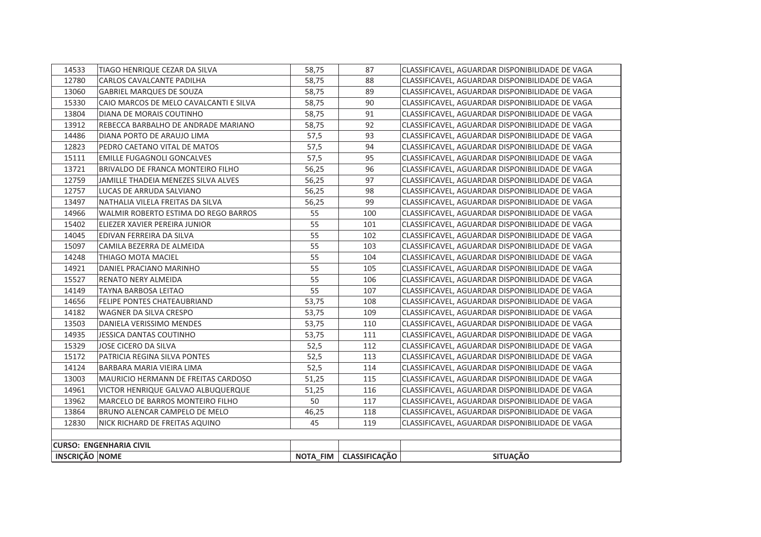| | | | | |
|---|---|---|---|---|
| 14533 | TIAGO HENRIQUE CEZAR DA SILVA | 58,75 | 87 | CLASSIFICAVEL, AGUARDAR DISPONIBILIDADE DE VAGA |
| 12780 | CARLOS CAVALCANTE PADILHA | 58,75 | 88 | CLASSIFICAVEL, AGUARDAR DISPONIBILIDADE DE VAGA |
| 13060 | GABRIEL MARQUES DE SOUZA | 58,75 | 89 | CLASSIFICAVEL, AGUARDAR DISPONIBILIDADE DE VAGA |
| 15330 | CAIO MARCOS DE MELO CAVALCANTI E SILVA | 58,75 | 90 | CLASSIFICAVEL, AGUARDAR DISPONIBILIDADE DE VAGA |
| 13804 | DIANA DE MORAIS COUTINHO | 58,75 | 91 | CLASSIFICAVEL, AGUARDAR DISPONIBILIDADE DE VAGA |
| 13912 | REBECCA BARBALHO DE ANDRADE MARIANO | 58,75 | 92 | CLASSIFICAVEL, AGUARDAR DISPONIBILIDADE DE VAGA |
| 14486 | DIANA PORTO DE ARAUJO LIMA | 57,5 | 93 | CLASSIFICAVEL, AGUARDAR DISPONIBILIDADE DE VAGA |
| 12823 | PEDRO CAETANO VITAL DE MATOS | 57,5 | 94 | CLASSIFICAVEL, AGUARDAR DISPONIBILIDADE DE VAGA |
| 15111 | EMILLE FUGAGNOLI GONCALVES | 57,5 | 95 | CLASSIFICAVEL, AGUARDAR DISPONIBILIDADE DE VAGA |
| 13721 | BRIVALDO DE FRANCA MONTEIRO FILHO | 56,25 | 96 | CLASSIFICAVEL, AGUARDAR DISPONIBILIDADE DE VAGA |
| 12759 | JAMILLE THADEIA MENEZES SILVA ALVES | 56,25 | 97 | CLASSIFICAVEL, AGUARDAR DISPONIBILIDADE DE VAGA |
| 12757 | LUCAS DE ARRUDA SALVIANO | 56,25 | 98 | CLASSIFICAVEL, AGUARDAR DISPONIBILIDADE DE VAGA |
| 13497 | NATHALIA VILELA FREITAS DA SILVA | 56,25 | 99 | CLASSIFICAVEL, AGUARDAR DISPONIBILIDADE DE VAGA |
| 14966 | WALMIR ROBERTO ESTIMA DO REGO BARROS | 55 | 100 | CLASSIFICAVEL, AGUARDAR DISPONIBILIDADE DE VAGA |
| 15402 | ELIEZER XAVIER PEREIRA JUNIOR | 55 | 101 | CLASSIFICAVEL, AGUARDAR DISPONIBILIDADE DE VAGA |
| 14045 | EDIVAN FERREIRA DA SILVA | 55 | 102 | CLASSIFICAVEL, AGUARDAR DISPONIBILIDADE DE VAGA |
| 15097 | CAMILA BEZERRA DE ALMEIDA | 55 | 103 | CLASSIFICAVEL, AGUARDAR DISPONIBILIDADE DE VAGA |
| 14248 | THIAGO MOTA MACIEL | 55 | 104 | CLASSIFICAVEL, AGUARDAR DISPONIBILIDADE DE VAGA |
| 14921 | DANIEL PRACIANO MARINHO | 55 | 105 | CLASSIFICAVEL, AGUARDAR DISPONIBILIDADE DE VAGA |
| 15527 | RENATO NERY ALMEIDA | 55 | 106 | CLASSIFICAVEL, AGUARDAR DISPONIBILIDADE DE VAGA |
| 14149 | TAYNA BARBOSA LEITAO | 55 | 107 | CLASSIFICAVEL, AGUARDAR DISPONIBILIDADE DE VAGA |
| 14656 | FELIPE PONTES CHATEAUBRIAND | 53,75 | 108 | CLASSIFICAVEL, AGUARDAR DISPONIBILIDADE DE VAGA |
| 14182 | WAGNER DA SILVA CRESPO | 53,75 | 109 | CLASSIFICAVEL, AGUARDAR DISPONIBILIDADE DE VAGA |
| 13503 | DANIELA VERISSIMO MENDES | 53,75 | 110 | CLASSIFICAVEL, AGUARDAR DISPONIBILIDADE DE VAGA |
| 14935 | JESSICA DANTAS COUTINHO | 53,75 | 111 | CLASSIFICAVEL, AGUARDAR DISPONIBILIDADE DE VAGA |
| 15329 | JOSE CICERO DA SILVA | 52,5 | 112 | CLASSIFICAVEL, AGUARDAR DISPONIBILIDADE DE VAGA |
| 15172 | PATRICIA REGINA SILVA PONTES | 52,5 | 113 | CLASSIFICAVEL, AGUARDAR DISPONIBILIDADE DE VAGA |
| 14124 | BARBARA MARIA VIEIRA LIMA | 52,5 | 114 | CLASSIFICAVEL, AGUARDAR DISPONIBILIDADE DE VAGA |
| 13003 | MAURICIO HERMANN DE FREITAS CARDOSO | 51,25 | 115 | CLASSIFICAVEL, AGUARDAR DISPONIBILIDADE DE VAGA |
| 14961 | VICTOR HENRIQUE GALVAO ALBUQUERQUE | 51,25 | 116 | CLASSIFICAVEL, AGUARDAR DISPONIBILIDADE DE VAGA |
| 13962 | MARCELO DE BARROS MONTEIRO FILHO | 50 | 117 | CLASSIFICAVEL, AGUARDAR DISPONIBILIDADE DE VAGA |
| 13864 | BRUNO ALENCAR CAMPELO DE MELO | 46,25 | 118 | CLASSIFICAVEL, AGUARDAR DISPONIBILIDADE DE VAGA |
| 12830 | NICK RICHARD DE FREITAS AQUINO | 45 | 119 | CLASSIFICAVEL, AGUARDAR DISPONIBILIDADE DE VAGA |

**CURSO: ENGENHARIA CIVIL**

| INSCRIÇÃO | NOME | NOTA_FIM | CLASSIFICAÇÃO | SITUAÇÃO |
|---|---|---|---|---|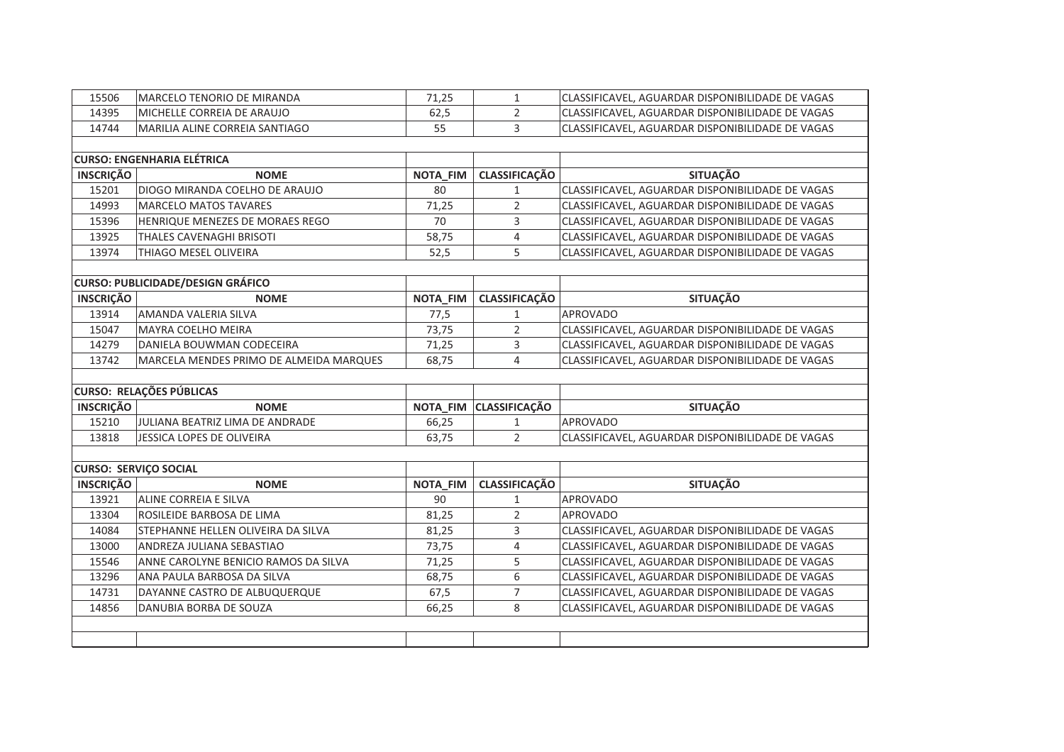| INSCRIÇÃO | NOME | NOTA_FIM | CLASSIFICAÇÃO | SITUAÇÃO |
|---|---|---|---|---|
| 15506 | MARCELO TENORIO DE MIRANDA | 71,25 | 1 | CLASSIFICAVEL, AGUARDAR DISPONIBILIDADE DE VAGAS |
| 14395 | MICHELLE CORREIA DE ARAUJO | 62,5 | 2 | CLASSIFICAVEL, AGUARDAR DISPONIBILIDADE DE VAGAS |
| 14744 | MARILIA ALINE CORREIA SANTIAGO | 55 | 3 | CLASSIFICAVEL, AGUARDAR DISPONIBILIDADE DE VAGAS |

**CURSO: ENGENHARIA ELÉTRICA**

| INSCRIÇÃO | NOME | NOTA_FIM | CLASSIFICAÇÃO | SITUAÇÃO |
|---|---|---|---|---|
| 15201 | DIOGO MIRANDA COELHO DE ARAUJO | 80 | 1 | CLASSIFICAVEL, AGUARDAR DISPONIBILIDADE DE VAGAS |
| 14993 | MARCELO MATOS TAVARES | 71,25 | 2 | CLASSIFICAVEL, AGUARDAR DISPONIBILIDADE DE VAGAS |
| 15396 | HENRIQUE MENEZES DE MORAES REGO | 70 | 3 | CLASSIFICAVEL, AGUARDAR DISPONIBILIDADE DE VAGAS |
| 13925 | THALES CAVENAGHI BRISOTI | 58,75 | 4 | CLASSIFICAVEL, AGUARDAR DISPONIBILIDADE DE VAGAS |
| 13974 | THIAGO MESEL OLIVEIRA | 52,5 | 5 | CLASSIFICAVEL, AGUARDAR DISPONIBILIDADE DE VAGAS |

**CURSO: PUBLICIDADE/DESIGN GRÁFICO**

| INSCRIÇÃO | NOME | NOTA_FIM | CLASSIFICAÇÃO | SITUAÇÃO |
|---|---|---|---|---|
| 13914 | AMANDA VALERIA SILVA | 77,5 | 1 | APROVADO |
| 15047 | MAYRA COELHO MEIRA | 73,75 | 2 | CLASSIFICAVEL, AGUARDAR DISPONIBILIDADE DE VAGAS |
| 14279 | DANIELA BOUWMAN CODECEIRA | 71,25 | 3 | CLASSIFICAVEL, AGUARDAR DISPONIBILIDADE DE VAGAS |
| 13742 | MARCELA MENDES PRIMO DE ALMEIDA MARQUES | 68,75 | 4 | CLASSIFICAVEL, AGUARDAR DISPONIBILIDADE DE VAGAS |

**CURSO: RELAÇÕES PÚBLICAS**

| INSCRIÇÃO | NOME | NOTA_FIM | CLASSIFICAÇÃO | SITUAÇÃO |
|---|---|---|---|---|
| 15210 | JULIANA BEATRIZ LIMA DE ANDRADE | 66,25 | 1 | APROVADO |
| 13818 | JESSICA LOPES DE OLIVEIRA | 63,75 | 2 | CLASSIFICAVEL, AGUARDAR DISPONIBILIDADE DE VAGAS |

**CURSO: SERVIÇO SOCIAL**

| INSCRIÇÃO | NOME | NOTA_FIM | CLASSIFICAÇÃO | SITUAÇÃO |
|---|---|---|---|---|
| 13921 | ALINE CORREIA E SILVA | 90 | 1 | APROVADO |
| 13304 | ROSILEIDE BARBOSA DE LIMA | 81,25 | 2 | APROVADO |
| 14084 | STEPHANNE HELLEN OLIVEIRA DA SILVA | 81,25 | 3 | CLASSIFICAVEL, AGUARDAR DISPONIBILIDADE DE VAGAS |
| 13000 | ANDREZA JULIANA SEBASTIAO | 73,75 | 4 | CLASSIFICAVEL, AGUARDAR DISPONIBILIDADE DE VAGAS |
| 15546 | ANNE CAROLYNE BENICIO RAMOS DA SILVA | 71,25 | 5 | CLASSIFICAVEL, AGUARDAR DISPONIBILIDADE DE VAGAS |
| 13296 | ANA PAULA BARBOSA DA SILVA | 68,75 | 6 | CLASSIFICAVEL, AGUARDAR DISPONIBILIDADE DE VAGAS |
| 14731 | DAYANNE CASTRO DE ALBUQUERQUE | 67,5 | 7 | CLASSIFICAVEL, AGUARDAR DISPONIBILIDADE DE VAGAS |
| 14856 | DANUBIA BORBA DE SOUZA | 66,25 | 8 | CLASSIFICAVEL, AGUARDAR DISPONIBILIDADE DE VAGAS |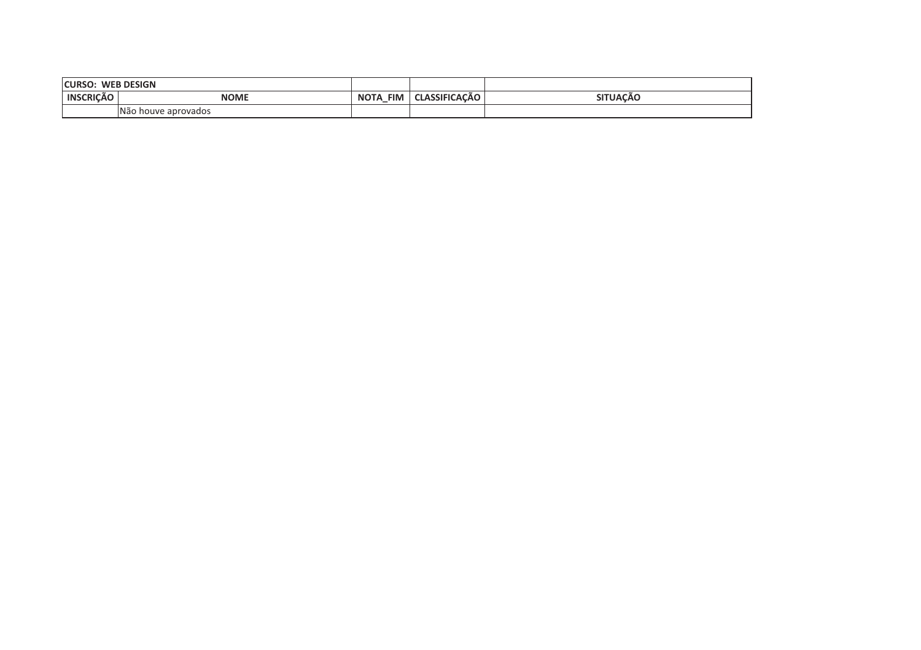| CURSO: WEB DESIGN | | | | |
| --- | --- | --- | --- | --- |
| INSCRIÇÃO | NOME | NOTA_FIM | CLASSIFICAÇÃO | SITUAÇÃO |
| | Não houve aprovados | | | |